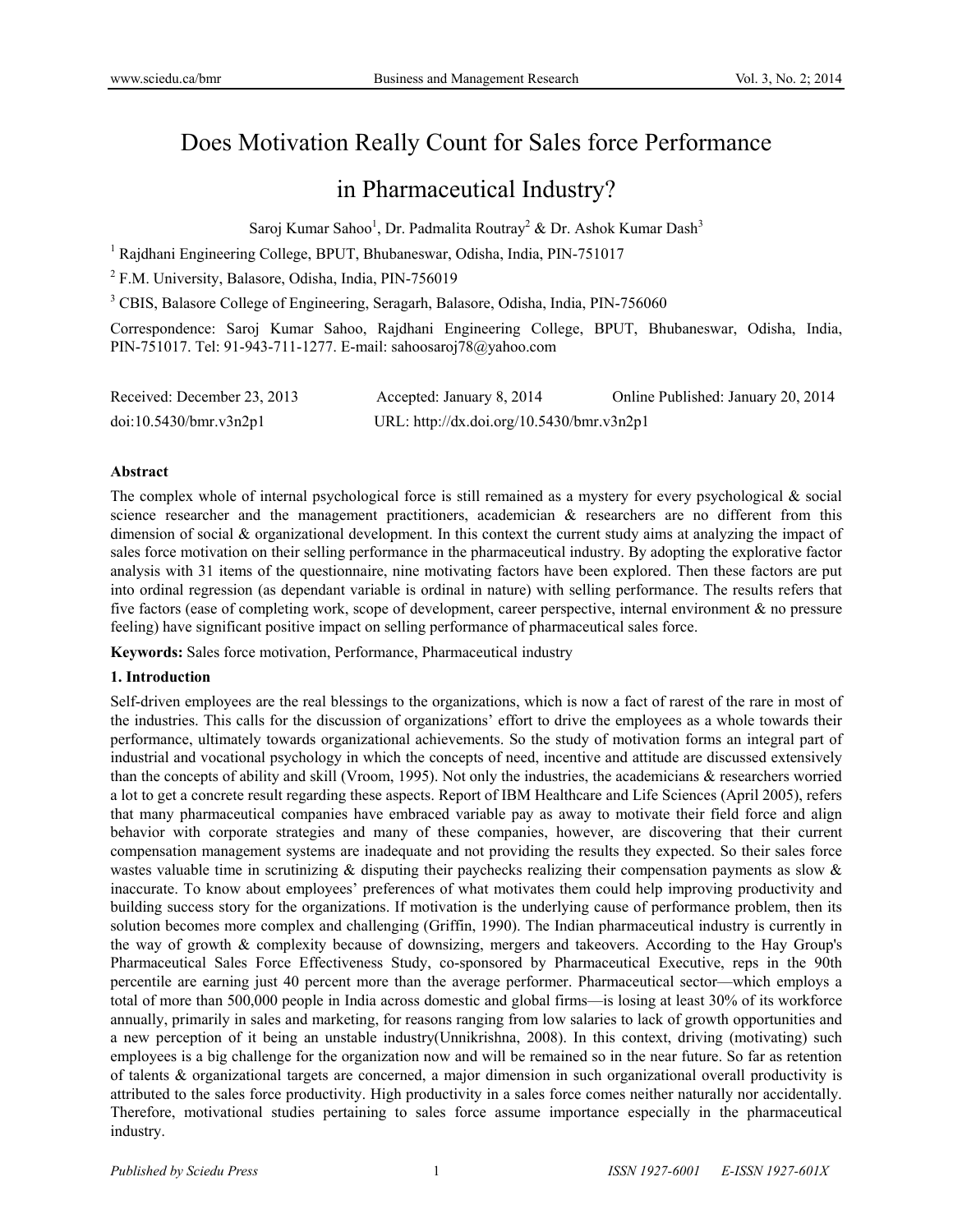# Does Motivation Really Count for Sales force Performance in Pharmaceutical Industry?

Saroj Kumar Sahoo[1], Dr. Padmalita Routray[2] & Dr. Ashok Kumar Dash[3]

[1] Rajdhani Engineering College, BPUT, Bhubaneswar, Odisha, India, PIN-751017

[2] F.M. University, Balasore, Odisha, India, PIN-756019

[3] CBIS, Balasore College of Engineering, Seragarh, Balasore, Odisha, India, PIN-756060

Correspondence: Saroj Kumar Sahoo, Rajdhani Engineering College, BPUT, Bhubaneswar, Odisha, India, PIN-751017. Tel: 91-943-711-1277. E-mail: sahoosaroj78@yahoo.com

Received: December 23, 2013 Accepted: January 8, 2014 Online Published: January 20, 2014

doi:10.5430/bmr.v3n2p1 URL: http://dx.doi.org/10.5430/bmr.v3n2p1

## Abstract

The complex whole of internal psychological force is still remained as a mystery for every psychological & social science researcher and the management practitioners, academician & researchers are no different from this dimension of social & organizational development. In this context the current study aims at analyzing the impact of sales force motivation on their selling performance in the pharmaceutical industry. By adopting the explorative factor analysis with 31 items of the questionnaire, nine motivating factors have been explored. Then these factors are put into ordinal regression (as dependant variable is ordinal in nature) with selling performance. The results refers that five factors (ease of completing work, scope of development, career perspective, internal environment & no pressure feeling) have significant positive impact on selling performance of pharmaceutical sales force.

**Keywords:** Sales force motivation, Performance, Pharmaceutical industry

## 1. Introduction

Self-driven employees are the real blessings to the organizations, which is now a fact of rarest of the rare in most of the industries. This calls for the discussion of organizations' effort to drive the employees as a whole towards their performance, ultimately towards organizational achievements. So the study of motivation forms an integral part of industrial and vocational psychology in which the concepts of need, incentive and attitude are discussed extensively than the concepts of ability and skill (Vroom, 1995). Not only the industries, the academicians & researchers worried a lot to get a concrete result regarding these aspects. Report of IBM Healthcare and Life Sciences (April 2005), refers that many pharmaceutical companies have embraced variable pay as away to motivate their field force and align behavior with corporate strategies and many of these companies, however, are discovering that their current compensation management systems are inadequate and not providing the results they expected. So their sales force wastes valuable time in scrutinizing & disputing their paychecks realizing their compensation payments as slow & inaccurate. To know about employees' preferences of what motivates them could help improving productivity and building success story for the organizations. If motivation is the underlying cause of performance problem, then its solution becomes more complex and challenging (Griffin, 1990). The Indian pharmaceutical industry is currently in the way of growth & complexity because of downsizing, mergers and takeovers. According to the Hay Group's Pharmaceutical Sales Force Effectiveness Study, co-sponsored by Pharmaceutical Executive, reps in the 90th percentile are earning just 40 percent more than the average performer. Pharmaceutical sector—which employs a total of more than 500,000 people in India across domestic and global firms—is losing at least 30% of its workforce annually, primarily in sales and marketing, for reasons ranging from low salaries to lack of growth opportunities and a new perception of it being an unstable industry(Unnikrishna, 2008). In this context, driving (motivating) such employees is a big challenge for the organization now and will be remained so in the near future. So far as retention of talents & organizational targets are concerned, a major dimension in such organizational overall productivity is attributed to the sales force productivity. High productivity in a sales force comes neither naturally nor accidentally. Therefore, motivational studies pertaining to sales force assume importance especially in the pharmaceutical industry.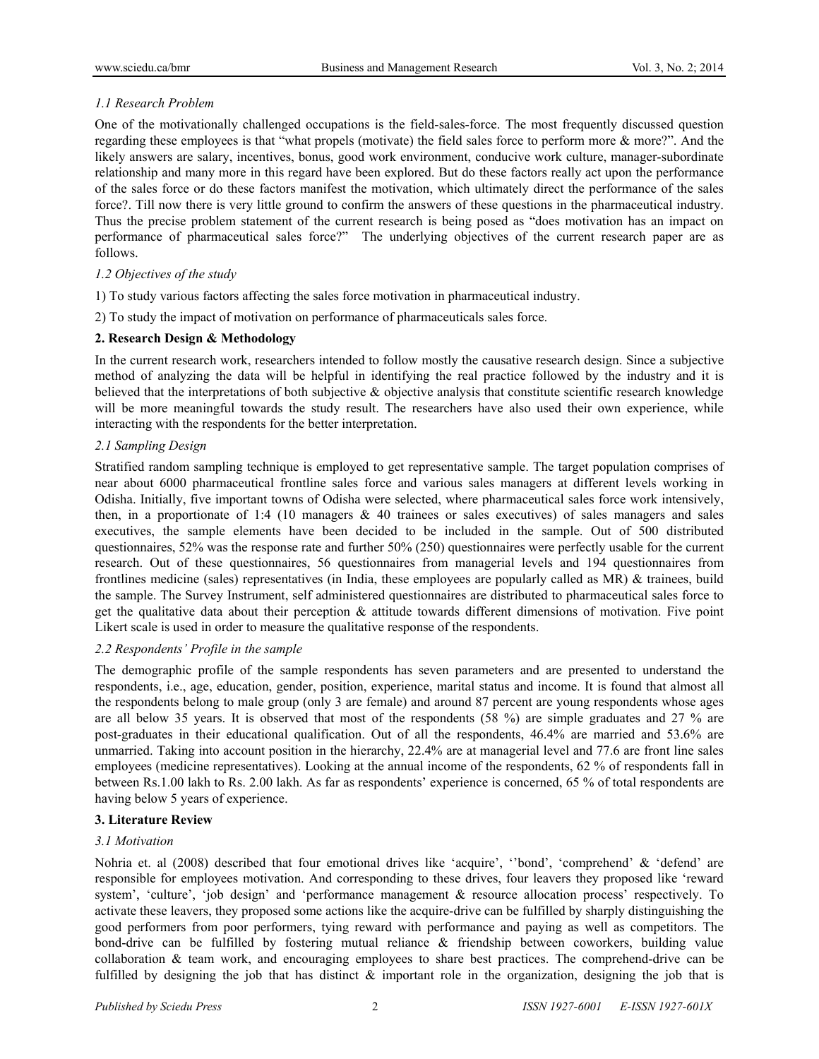### *1.1 Research Problem*

One of the motivationally challenged occupations is the field-sales-force. The most frequently discussed question regarding these employees is that "what propels (motivate) the field sales force to perform more & more?". And the likely answers are salary, incentives, bonus, good work environment, conducive work culture, manager-subordinate relationship and many more in this regard have been explored. But do these factors really act upon the performance of the sales force or do these factors manifest the motivation, which ultimately direct the performance of the sales force?. Till now there is very little ground to confirm the answers of these questions in the pharmaceutical industry. Thus the precise problem statement of the current research is being posed as "does motivation has an impact on performance of pharmaceutical sales force?" The underlying objectives of the current research paper are as follows.

### *1.2 Objectives of the study*

1) To study various factors affecting the sales force motivation in pharmaceutical industry.

2) To study the impact of motivation on performance of pharmaceuticals sales force.

## **2. Research Design & Methodology**

In the current research work, researchers intended to follow mostly the causative research design. Since a subjective method of analyzing the data will be helpful in identifying the real practice followed by the industry and it is believed that the interpretations of both subjective & objective analysis that constitute scientific research knowledge will be more meaningful towards the study result. The researchers have also used their own experience, while interacting with the respondents for the better interpretation.

### *2.1 Sampling Design*

Stratified random sampling technique is employed to get representative sample. The target population comprises of near about 6000 pharmaceutical frontline sales force and various sales managers at different levels working in Odisha. Initially, five important towns of Odisha were selected, where pharmaceutical sales force work intensively, then, in a proportionate of 1:4 (10 managers & 40 trainees or sales executives) of sales managers and sales executives, the sample elements have been decided to be included in the sample. Out of 500 distributed questionnaires, 52% was the response rate and further 50% (250) questionnaires were perfectly usable for the current research. Out of these questionnaires, 56 questionnaires from managerial levels and 194 questionnaires from frontlines medicine (sales) representatives (in India, these employees are popularly called as MR) & trainees, build the sample. The Survey Instrument, self administered questionnaires are distributed to pharmaceutical sales force to get the qualitative data about their perception & attitude towards different dimensions of motivation. Five point Likert scale is used in order to measure the qualitative response of the respondents.

### *2.2 Respondents' Profile in the sample*

The demographic profile of the sample respondents has seven parameters and are presented to understand the respondents, i.e., age, education, gender, position, experience, marital status and income. It is found that almost all the respondents belong to male group (only 3 are female) and around 87 percent are young respondents whose ages are all below 35 years. It is observed that most of the respondents (58 %) are simple graduates and 27 % are post-graduates in their educational qualification. Out of all the respondents, 46.4% are married and 53.6% are unmarried. Taking into account position in the hierarchy, 22.4% are at managerial level and 77.6 are front line sales employees (medicine representatives). Looking at the annual income of the respondents, 62 % of respondents fall in between Rs.1.00 lakh to Rs. 2.00 lakh. As far as respondents' experience is concerned, 65 % of total respondents are having below 5 years of experience.

## **3. Literature Review**

### *3.1 Motivation*

Nohria et. al (2008) described that four emotional drives like 'acquire', ''bond', 'comprehend' & 'defend' are responsible for employees motivation. And corresponding to these drives, four leavers they proposed like 'reward system', 'culture', 'job design' and 'performance management & resource allocation process' respectively. To activate these leavers, they proposed some actions like the acquire-drive can be fulfilled by sharply distinguishing the good performers from poor performers, tying reward with performance and paying as well as competitors. The bond-drive can be fulfilled by fostering mutual reliance & friendship between coworkers, building value collaboration & team work, and encouraging employees to share best practices. The comprehend-drive can be fulfilled by designing the job that has distinct & important role in the organization, designing the job that is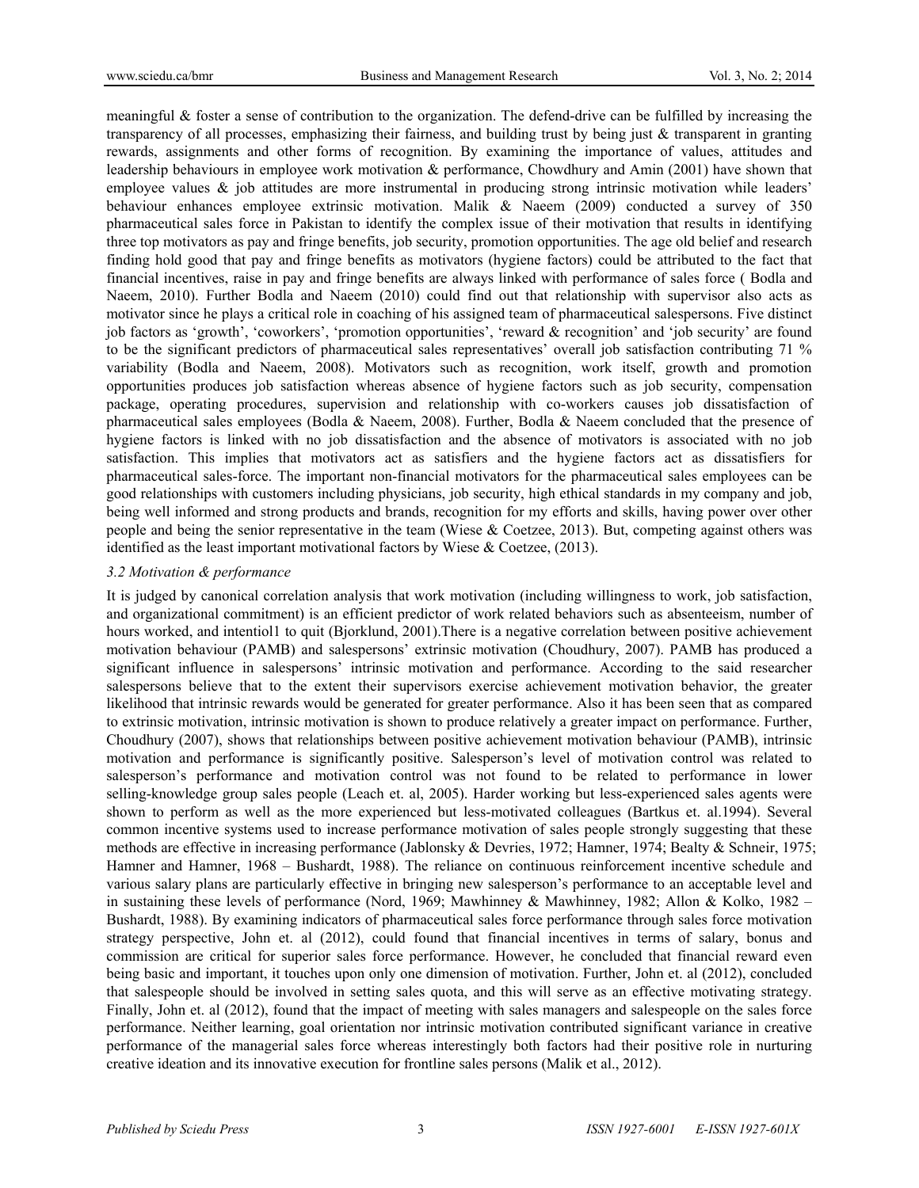meaningful & foster a sense of contribution to the organization. The defend-drive can be fulfilled by increasing the transparency of all processes, emphasizing their fairness, and building trust by being just & transparent in granting rewards, assignments and other forms of recognition. By examining the importance of values, attitudes and leadership behaviours in employee work motivation & performance, Chowdhury and Amin (2001) have shown that employee values & job attitudes are more instrumental in producing strong intrinsic motivation while leaders' behaviour enhances employee extrinsic motivation. Malik & Naeem (2009) conducted a survey of 350 pharmaceutical sales force in Pakistan to identify the complex issue of their motivation that results in identifying three top motivators as pay and fringe benefits, job security, promotion opportunities. The age old belief and research finding hold good that pay and fringe benefits as motivators (hygiene factors) could be attributed to the fact that financial incentives, raise in pay and fringe benefits are always linked with performance of sales force ( Bodla and Naeem, 2010). Further Bodla and Naeem (2010) could find out that relationship with supervisor also acts as motivator since he plays a critical role in coaching of his assigned team of pharmaceutical salespersons. Five distinct job factors as 'growth', 'coworkers', 'promotion opportunities', 'reward & recognition' and 'job security' are found to be the significant predictors of pharmaceutical sales representatives' overall job satisfaction contributing 71 % variability (Bodla and Naeem, 2008). Motivators such as recognition, work itself, growth and promotion opportunities produces job satisfaction whereas absence of hygiene factors such as job security, compensation package, operating procedures, supervision and relationship with co-workers causes job dissatisfaction of pharmaceutical sales employees (Bodla & Naeem, 2008). Further, Bodla & Naeem concluded that the presence of hygiene factors is linked with no job dissatisfaction and the absence of motivators is associated with no job satisfaction. This implies that motivators act as satisfiers and the hygiene factors act as dissatisfiers for pharmaceutical sales-force. The important non-financial motivators for the pharmaceutical sales employees can be good relationships with customers including physicians, job security, high ethical standards in my company and job, being well informed and strong products and brands, recognition for my efforts and skills, having power over other people and being the senior representative in the team (Wiese & Coetzee, 2013). But, competing against others was identified as the least important motivational factors by Wiese & Coetzee, (2013).

### *3.2 Motivation & performance*

It is judged by canonical correlation analysis that work motivation (including willingness to work, job satisfaction, and organizational commitment) is an efficient predictor of work related behaviors such as absenteeism, number of hours worked, and intentiol1 to quit (Bjorklund, 2001).There is a negative correlation between positive achievement motivation behaviour (PAMB) and salespersons' extrinsic motivation (Choudhury, 2007). PAMB has produced a significant influence in salespersons' intrinsic motivation and performance. According to the said researcher salespersons believe that to the extent their supervisors exercise achievement motivation behavior, the greater likelihood that intrinsic rewards would be generated for greater performance. Also it has been seen that as compared to extrinsic motivation, intrinsic motivation is shown to produce relatively a greater impact on performance. Further, Choudhury (2007), shows that relationships between positive achievement motivation behaviour (PAMB), intrinsic motivation and performance is significantly positive. Salesperson's level of motivation control was related to salesperson's performance and motivation control was not found to be related to performance in lower selling-knowledge group sales people (Leach et. al, 2005). Harder working but less-experienced sales agents were shown to perform as well as the more experienced but less-motivated colleagues (Bartkus et. al.1994). Several common incentive systems used to increase performance motivation of sales people strongly suggesting that these methods are effective in increasing performance (Jablonsky & Devries, 1972; Hamner, 1974; Bealty & Schneir, 1975; Hamner and Hamner, 1968 – Bushardt, 1988). The reliance on continuous reinforcement incentive schedule and various salary plans are particularly effective in bringing new salesperson's performance to an acceptable level and in sustaining these levels of performance (Nord, 1969; Mawhinney & Mawhinney, 1982; Allon & Kolko, 1982 – Bushardt, 1988). By examining indicators of pharmaceutical sales force performance through sales force motivation strategy perspective, John et. al (2012), could found that financial incentives in terms of salary, bonus and commission are critical for superior sales force performance. However, he concluded that financial reward even being basic and important, it touches upon only one dimension of motivation. Further, John et. al (2012), concluded that salespeople should be involved in setting sales quota, and this will serve as an effective motivating strategy. Finally, John et. al (2012), found that the impact of meeting with sales managers and salespeople on the sales force performance. Neither learning, goal orientation nor intrinsic motivation contributed significant variance in creative performance of the managerial sales force whereas interestingly both factors had their positive role in nurturing creative ideation and its innovative execution for frontline sales persons (Malik et al., 2012).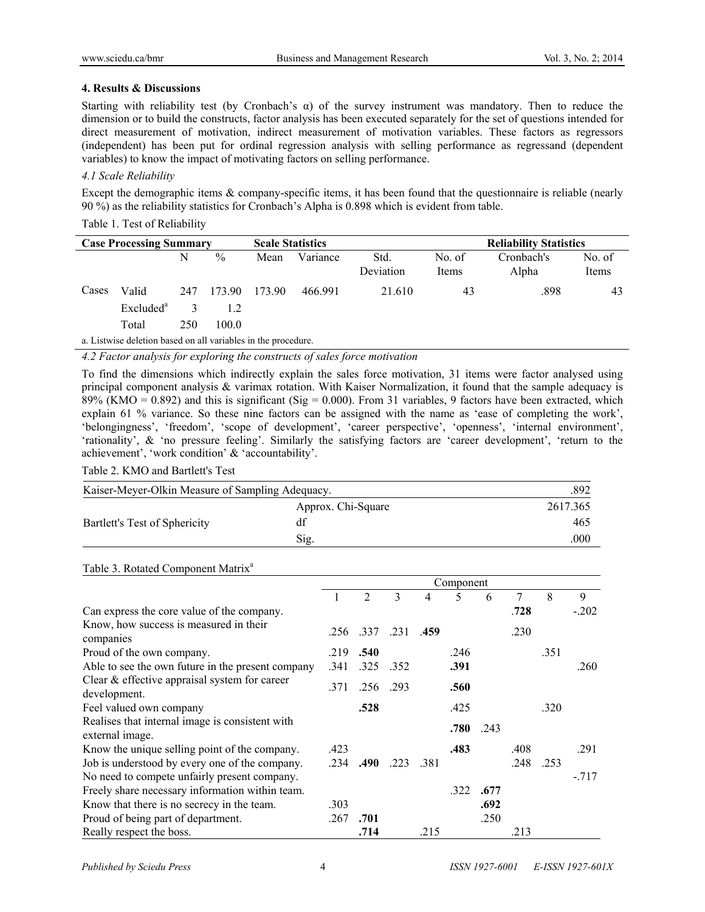## 4. Results & Discussions

Starting with reliability test (by Cronbach's α) of the survey instrument was mandatory. Then to reduce the dimension or to build the constructs, factor analysis has been executed separately for the set of questions intended for direct measurement of motivation, indirect measurement of motivation variables. These factors as regressors (independent) has been put for ordinal regression analysis with selling performance as regressand (dependent variables) to know the impact of motivating factors on selling performance.

### *4.1 Scale Reliability*

Except the demographic items & company-specific items, it has been found that the questionnaire is reliable (nearly 90 %) as the reliability statistics for Cronbach's Alpha is 0.898 which is evident from table.

Table 1. Test of Reliability

| **Case Processing Summary** | | | | **Scale Statistics** | | | | **Reliability Statistics** | |
|---|---|---|---|---|---|---|---|---|---|
| | | N | % | Mean | Variance | Std. Deviation | No. of Items | Cronbach's Alpha | No. of Items |
| Cases | Valid | 247 | 173.90 | 173.90 | 466.991 | 21.610 | 43 | .898 | 43 |
| | Excluded[a] | 3 | 1.2 | | | | | | |
| | Total | 250 | 100.0 | | | | | | |

a. Listwise deletion based on all variables in the procedure.

### *4.2 Factor analysis for exploring the constructs of sales force motivation*

To find the dimensions which indirectly explain the sales force motivation, 31 items were factor analysed using principal component analysis & varimax rotation. With Kaiser Normalization, it found that the sample adequacy is 89% (KMO = 0.892) and this is significant (Sig = 0.000). From 31 variables, 9 factors have been extracted, which explain 61 % variance. So these nine factors can be assigned with the name as 'ease of completing the work', 'belongingness', 'freedom', 'scope of development', 'career perspective', 'openness', 'internal environment', 'rationality', & 'no pressure feeling'. Similarly the satisfying factors are 'career development', 'return to the achievement', 'work condition' & 'accountability'.

Table 2. KMO and Bartlett's Test

| Kaiser-Meyer-Olkin Measure of Sampling Adequacy. | | .892 |
|---|---|---|
| Bartlett's Test of Sphericity | Approx. Chi-Square | 2617.365 |
| | df | 465 |
| | Sig. | .000 |

Table 3. Rotated Component Matrix[a]

| | Component | | | | | | | | |
|---|---|---|---|---|---|---|---|---|---|
| | 1 | 2 | 3 | 4 | 5 | 6 | 7 | 8 | 9 |
| Can express the core value of the company. | | | | | | | **.728** | | -.202 |
| Know, how success is measured in their companies | .256 | .337 | .231 | **.459** | | | .230 | | |
| Proud of the own company. | .219 | **.540** | | | .246 | | | .351 | |
| Able to see the own future in the present company | .341 | .325 | .352 | | **.391** | | | | .260 |
| Clear & effective appraisal system for career development. | .371 | .256 | .293 | | **.560** | | | | |
| Feel valued own company | | **.528** | | | .425 | | | .320 | |
| Realises that internal image is consistent with external image. | | | | | **.780** | .243 | | | |
| Know the unique selling point of the company. | .423 | | | | **.483** | | .408 | | .291 |
| Job is understood by every one of the company. | .234 | **.490** | .223 | .381 | | | .248 | .253 | |
| No need to compete unfairly present company. | | | | | | | | | -.717 |
| Freely share necessary information within team. | | | | | .322 | **.677** | | | |
| Know that there is no secrecy in the team. | .303 | | | | | **.692** | | | |
| Proud of being part of department. | .267 | **.701** | | | | .250 | | | |
| Really respect the boss. | | **.714** | | .215 | | | .213 | | |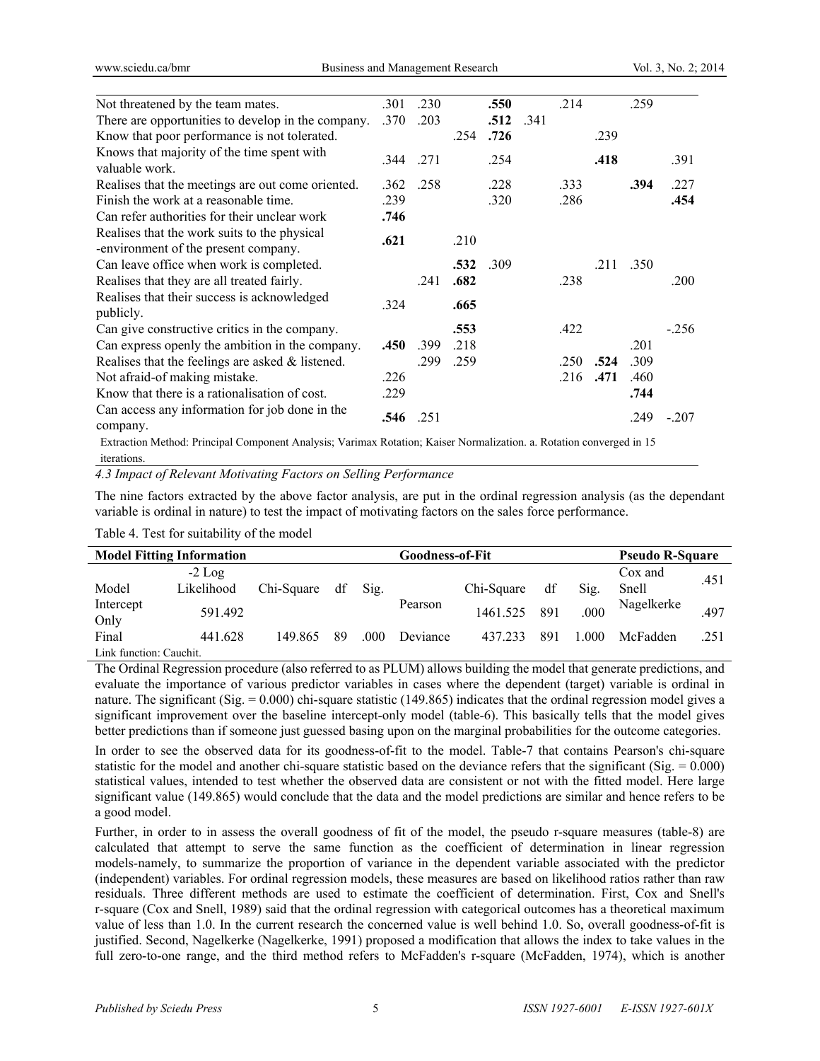| | | | | | | | | | |
|---|---|---|---|---|---|---|---|---|---|
| Not threatened by the team mates. | .301 | .230 | | **.550** | | .214 | | .259 | |
| There are opportunities to develop in the company. | .370 | .203 | | **.512** | .341 | | | | |
| Know that poor performance is not tolerated. | | | .254 | **.726** | | | .239 | | |
| Knows that majority of the time spent with valuable work. | .344 | .271 | | .254 | | | **.418** | | .391 |
| Realises that the meetings are out come oriented. | .362 | .258 | | .228 | | .333 | | **.394** | .227 |
| Finish the work at a reasonable time. | .239 | | | .320 | | .286 | | | **.454** |
| Can refer authorities for their unclear work | **.746** | | | | | | | | |
| Realises that the work suits to the physical -environment of the present company. | **.621** | | .210 | | | | | | |
| Can leave office when work is completed. | | | **.532** | .309 | | | .211 | .350 | |
| Realises that they are all treated fairly. | | .241 | **.682** | | | .238 | | | .200 |
| Realises that their success is acknowledged publicly. | .324 | | **.665** | | | | | | |
| Can give constructive critics in the company. | | | **.553** | | | .422 | | | -.256 |
| Can express openly the ambition in the company. | **.450** | .399 | .218 | | | | | .201 | |
| Realises that the feelings are asked & listened. | | .299 | .259 | | | .250 | **.524** | .309 | |
| Not afraid-of making mistake. | .226 | | | | | .216 | **.471** | .460 | |
| Know that there is a rationalisation of cost. | .229 | | | | | | | **.744** | |
| Can access any information for job done in the company. | **.546** | .251 | | | | | | .249 | -.207 |

Extraction Method: Principal Component Analysis; Varimax Rotation; Kaiser Normalization. a. Rotation converged in 15 iterations.

*4.3 Impact of Relevant Motivating Factors on Selling Performance*

The nine factors extracted by the above factor analysis, are put in the ordinal regression analysis (as the dependant variable is ordinal in nature) to test the impact of motivating factors on the sales force performance.

Table 4. Test for suitability of the model

| **Model Fitting Information** | | | | | **Goodness-of-Fit** | | | | **Pseudo R-Square** | |
|---|---|---|---|---|---|---|---|---|---|---|
| Model | -2 Log Likelihood | Chi-Square | df | Sig. | | Chi-Square | df | Sig. | Cox and Snell | .451 |
| Intercept Only | 591.492 | | | | Pearson | 1461.525 | 891 | .000 | Nagelkerke | .497 |
| Final | 441.628 | 149.865 | 89 | .000 | Deviance | 437.233 | 891 | 1.000 | McFadden | .251 |

Link function: Cauchit.

The Ordinal Regression procedure (also referred to as PLUM) allows building the model that generate predictions, and evaluate the importance of various predictor variables in cases where the dependent (target) variable is ordinal in nature. The significant (Sig. = 0.000) chi-square statistic (149.865) indicates that the ordinal regression model gives a significant improvement over the baseline intercept-only model (table-6). This basically tells that the model gives better predictions than if someone just guessed basing upon on the marginal probabilities for the outcome categories.

In order to see the observed data for its goodness-of-fit to the model. Table-7 that contains Pearson's chi-square statistic for the model and another chi-square statistic based on the deviance refers that the significant (Sig. = 0.000) statistical values, intended to test whether the observed data are consistent or not with the fitted model. Here large significant value (149.865) would conclude that the data and the model predictions are similar and hence refers to be a good model.

Further, in order to in assess the overall goodness of fit of the model, the pseudo r-square measures (table-8) are calculated that attempt to serve the same function as the coefficient of determination in linear regression models-namely, to summarize the proportion of variance in the dependent variable associated with the predictor (independent) variables. For ordinal regression models, these measures are based on likelihood ratios rather than raw residuals. Three different methods are used to estimate the coefficient of determination. First, Cox and Snell's r-square (Cox and Snell, 1989) said that the ordinal regression with categorical outcomes has a theoretical maximum value of less than 1.0. In the current research the concerned value is well behind 1.0. So, overall goodness-of-fit is justified. Second, Nagelkerke (Nagelkerke, 1991) proposed a modification that allows the index to take values in the full zero-to-one range, and the third method refers to McFadden's r-square (McFadden, 1974), which is another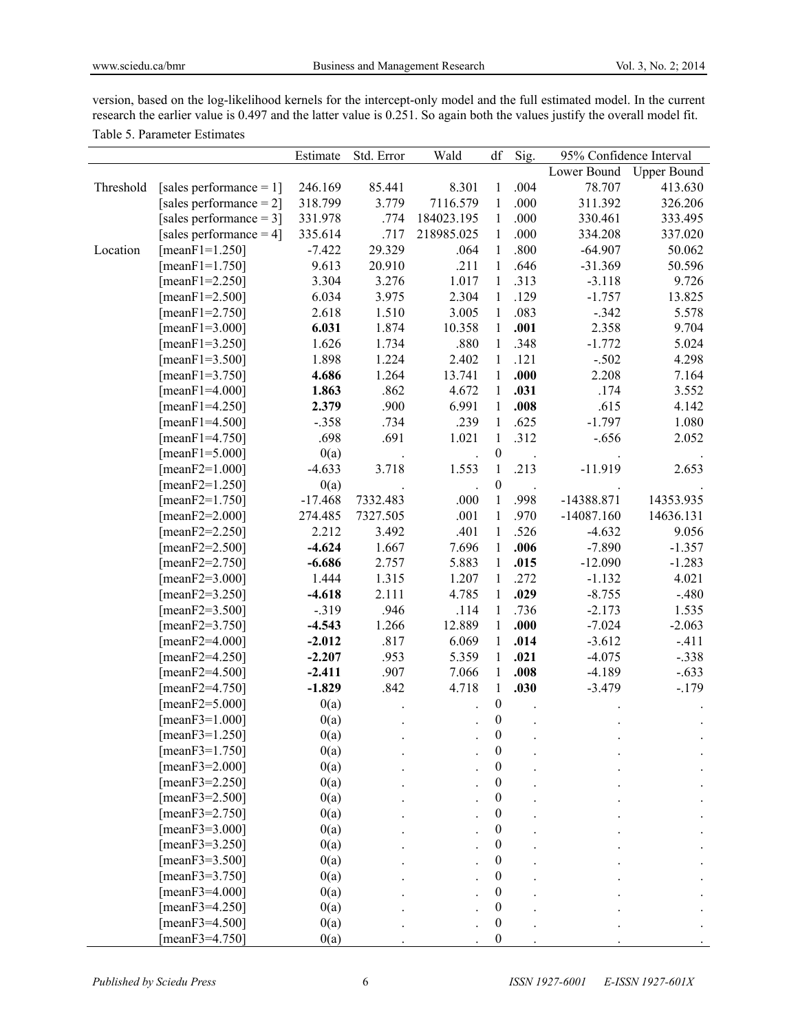version, based on the log-likelihood kernels for the intercept-only model and the full estimated model. In the current research the earlier value is 0.497 and the latter value is 0.251. So again both the values justify the overall model fit.

Table 5. Parameter Estimates

| | | Estimate | Std. Error | Wald | df | Sig. | 95% Confidence Interval | |
|---|---|---|---|---|---|---|---|---|
| | | | | | | | Lower Bound | Upper Bound |
| Threshold | [sales performance = 1] | 246.169 | 85.441 | 8.301 | 1 | .004 | 78.707 | 413.630 |
| | [sales performance = 2] | 318.799 | 3.779 | 7116.579 | 1 | .000 | 311.392 | 326.206 |
| | [sales performance = 3] | 331.978 | .774 | 184023.195 | 1 | .000 | 330.461 | 333.495 |
| | [sales performance = 4] | 335.614 | .717 | 218985.025 | 1 | .000 | 334.208 | 337.020 |
| Location | [meanF1=1.250] | -7.422 | 29.329 | .064 | 1 | .800 | -64.907 | 50.062 |
| | [meanF1=1.750] | 9.613 | 20.910 | .211 | 1 | .646 | -31.369 | 50.596 |
| | [meanF1=2.250] | 3.304 | 3.276 | 1.017 | 1 | .313 | -3.118 | 9.726 |
| | [meanF1=2.500] | 6.034 | 3.975 | 2.304 | 1 | .129 | -1.757 | 13.825 |
| | [meanF1=2.750] | 2.618 | 1.510 | 3.005 | 1 | .083 | -.342 | 5.578 |
| | [meanF1=3.000] | **6.031** | 1.874 | 10.358 | 1 | **.001** | 2.358 | 9.704 |
| | [meanF1=3.250] | 1.626 | 1.734 | .880 | 1 | .348 | -1.772 | 5.024 |
| | [meanF1=3.500] | 1.898 | 1.224 | 2.402 | 1 | .121 | -.502 | 4.298 |
| | [meanF1=3.750] | **4.686** | 1.264 | 13.741 | 1 | **.000** | 2.208 | 7.164 |
| | [meanF1=4.000] | **1.863** | .862 | 4.672 | 1 | **.031** | .174 | 3.552 |
| | [meanF1=4.250] | **2.379** | .900 | 6.991 | 1 | **.008** | .615 | 4.142 |
| | [meanF1=4.500] | -.358 | .734 | .239 | 1 | .625 | -1.797 | 1.080 |
| | [meanF1=4.750] | .698 | .691 | 1.021 | 1 | .312 | -.656 | 2.052 |
| | [meanF1=5.000] | 0(a) | . | . | 0 | . | . | . |
| | [meanF2=1.000] | -4.633 | 3.718 | 1.553 | 1 | .213 | -11.919 | 2.653 |
| | [meanF2=1.250] | 0(a) | . | . | 0 | . | . | . |
| | [meanF2=1.750] | -17.468 | 7332.483 | .000 | 1 | .998 | -14388.871 | 14353.935 |
| | [meanF2=2.000] | 274.485 | 7327.505 | .001 | 1 | .970 | -14087.160 | 14636.131 |
| | [meanF2=2.250] | 2.212 | 3.492 | .401 | 1 | .526 | -4.632 | 9.056 |
| | [meanF2=2.500] | **-4.624** | 1.667 | 7.696 | 1 | **.006** | -7.890 | -1.357 |
| | [meanF2=2.750] | **-6.686** | 2.757 | 5.883 | 1 | **.015** | -12.090 | -1.283 |
| | [meanF2=3.000] | 1.444 | 1.315 | 1.207 | 1 | .272 | -1.132 | 4.021 |
| | [meanF2=3.250] | **-4.618** | 2.111 | 4.785 | 1 | **.029** | -8.755 | -.480 |
| | [meanF2=3.500] | -.319 | .946 | .114 | 1 | .736 | -2.173 | 1.535 |
| | [meanF2=3.750] | **-4.543** | 1.266 | 12.889 | 1 | **.000** | -7.024 | -2.063 |
| | [meanF2=4.000] | **-2.012** | .817 | 6.069 | 1 | **.014** | -3.612 | -.411 |
| | [meanF2=4.250] | **-2.207** | .953 | 5.359 | 1 | **.021** | -4.075 | -.338 |
| | [meanF2=4.500] | **-2.411** | .907 | 7.066 | 1 | **.008** | -4.189 | -.633 |
| | [meanF2=4.750] | **-1.829** | .842 | 4.718 | 1 | **.030** | -3.479 | -.179 |
| | [meanF2=5.000] | 0(a) | . | . | 0 | . | . | . |
| | [meanF3=1.000] | 0(a) | . | . | 0 | . | . | . |
| | [meanF3=1.250] | 0(a) | . | . | 0 | . | . | . |
| | [meanF3=1.750] | 0(a) | . | . | 0 | . | . | . |
| | [meanF3=2.000] | 0(a) | . | . | 0 | . | . | . |
| | [meanF3=2.250] | 0(a) | . | . | 0 | . | . | . |
| | [meanF3=2.500] | 0(a) | . | . | 0 | . | . | . |
| | [meanF3=2.750] | 0(a) | . | . | 0 | . | . | . |
| | [meanF3=3.000] | 0(a) | . | . | 0 | . | . | . |
| | [meanF3=3.250] | 0(a) | . | . | 0 | . | . | . |
| | [meanF3=3.500] | 0(a) | . | . | 0 | . | . | . |
| | [meanF3=3.750] | 0(a) | . | . | 0 | . | . | . |
| | [meanF3=4.000] | 0(a) | . | . | 0 | . | . | . |
| | [meanF3=4.250] | 0(a) | . | . | 0 | . | . | . |
| | [meanF3=4.500] | 0(a) | . | . | 0 | . | . | . |
| | [meanF3=4.750] | 0(a) | . | . | 0 | . | . | . |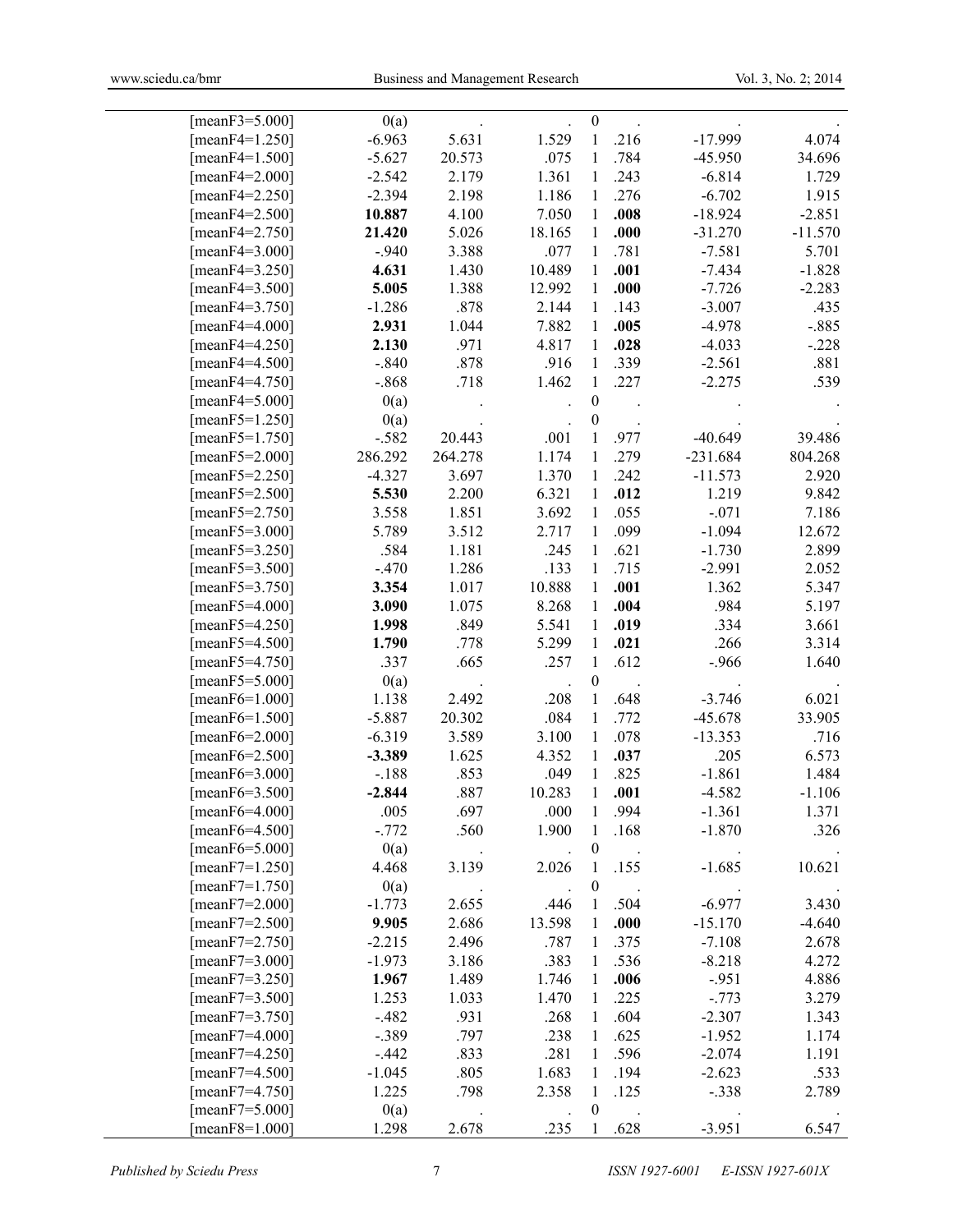| | | | | | | | |
|---|---|---|---|---|---|---|---|
| [meanF3=5.000] | 0(a) | . | . | 0 | . | . | . |
| [meanF4=1.250] | -6.963 | 5.631 | 1.529 | 1 | .216 | -17.999 | 4.074 |
| [meanF4=1.500] | -5.627 | 20.573 | .075 | 1 | .784 | -45.950 | 34.696 |
| [meanF4=2.000] | -2.542 | 2.179 | 1.361 | 1 | .243 | -6.814 | 1.729 |
| [meanF4=2.250] | -2.394 | 2.198 | 1.186 | 1 | .276 | -6.702 | 1.915 |
| [meanF4=2.500] | **10.887** | 4.100 | 7.050 | 1 | **.008** | -18.924 | -2.851 |
| [meanF4=2.750] | **21.420** | 5.026 | 18.165 | 1 | **.000** | -31.270 | -11.570 |
| [meanF4=3.000] | -.940 | 3.388 | .077 | 1 | .781 | -7.581 | 5.701 |
| [meanF4=3.250] | **4.631** | 1.430 | 10.489 | 1 | **.001** | -7.434 | -1.828 |
| [meanF4=3.500] | **5.005** | 1.388 | 12.992 | 1 | **.000** | -7.726 | -2.283 |
| [meanF4=3.750] | -1.286 | .878 | 2.144 | 1 | .143 | -3.007 | .435 |
| [meanF4=4.000] | **2.931** | 1.044 | 7.882 | 1 | **.005** | -4.978 | -.885 |
| [meanF4=4.250] | **2.130** | .971 | 4.817 | 1 | **.028** | -4.033 | -.228 |
| [meanF4=4.500] | -.840 | .878 | .916 | 1 | .339 | -2.561 | .881 |
| [meanF4=4.750] | -.868 | .718 | 1.462 | 1 | .227 | -2.275 | .539 |
| [meanF4=5.000] | 0(a) | . | . | 0 | . | . | . |
| [meanF5=1.250] | 0(a) | . | . | 0 | . | . | . |
| [meanF5=1.750] | -.582 | 20.443 | .001 | 1 | .977 | -40.649 | 39.486 |
| [meanF5=2.000] | 286.292 | 264.278 | 1.174 | 1 | .279 | -231.684 | 804.268 |
| [meanF5=2.250] | -4.327 | 3.697 | 1.370 | 1 | .242 | -11.573 | 2.920 |
| [meanF5=2.500] | **5.530** | 2.200 | 6.321 | 1 | **.012** | 1.219 | 9.842 |
| [meanF5=2.750] | 3.558 | 1.851 | 3.692 | 1 | .055 | -.071 | 7.186 |
| [meanF5=3.000] | 5.789 | 3.512 | 2.717 | 1 | .099 | -1.094 | 12.672 |
| [meanF5=3.250] | .584 | 1.181 | .245 | 1 | .621 | -1.730 | 2.899 |
| [meanF5=3.500] | -.470 | 1.286 | .133 | 1 | .715 | -2.991 | 2.052 |
| [meanF5=3.750] | **3.354** | 1.017 | 10.888 | 1 | **.001** | 1.362 | 5.347 |
| [meanF5=4.000] | **3.090** | 1.075 | 8.268 | 1 | **.004** | .984 | 5.197 |
| [meanF5=4.250] | **1.998** | .849 | 5.541 | 1 | **.019** | .334 | 3.661 |
| [meanF5=4.500] | **1.790** | .778 | 5.299 | 1 | **.021** | .266 | 3.314 |
| [meanF5=4.750] | .337 | .665 | .257 | 1 | .612 | -.966 | 1.640 |
| [meanF5=5.000] | 0(a) | . | . | 0 | . | . | . |
| [meanF6=1.000] | 1.138 | 2.492 | .208 | 1 | .648 | -3.746 | 6.021 |
| [meanF6=1.500] | -5.887 | 20.302 | .084 | 1 | .772 | -45.678 | 33.905 |
| [meanF6=2.000] | -6.319 | 3.589 | 3.100 | 1 | .078 | -13.353 | .716 |
| [meanF6=2.500] | **-3.389** | 1.625 | 4.352 | 1 | **.037** | .205 | 6.573 |
| [meanF6=3.000] | -.188 | .853 | .049 | 1 | .825 | -1.861 | 1.484 |
| [meanF6=3.500] | **-2.844** | .887 | 10.283 | 1 | **.001** | -4.582 | -1.106 |
| [meanF6=4.000] | .005 | .697 | .000 | 1 | .994 | -1.361 | 1.371 |
| [meanF6=4.500] | -.772 | .560 | 1.900 | 1 | .168 | -1.870 | .326 |
| [meanF6=5.000] | 0(a) | . | . | 0 | . | . | . |
| [meanF7=1.250] | 4.468 | 3.139 | 2.026 | 1 | .155 | -1.685 | 10.621 |
| [meanF7=1.750] | 0(a) | . | . | 0 | . | . | . |
| [meanF7=2.000] | -1.773 | 2.655 | .446 | 1 | .504 | -6.977 | 3.430 |
| [meanF7=2.500] | **9.905** | 2.686 | 13.598 | 1 | **.000** | -15.170 | -4.640 |
| [meanF7=2.750] | -2.215 | 2.496 | .787 | 1 | .375 | -7.108 | 2.678 |
| [meanF7=3.000] | -1.973 | 3.186 | .383 | 1 | .536 | -8.218 | 4.272 |
| [meanF7=3.250] | **1.967** | 1.489 | 1.746 | 1 | **.006** | -.951 | 4.886 |
| [meanF7=3.500] | 1.253 | 1.033 | 1.470 | 1 | .225 | -.773 | 3.279 |
| [meanF7=3.750] | -.482 | .931 | .268 | 1 | .604 | -2.307 | 1.343 |
| [meanF7=4.000] | -.389 | .797 | .238 | 1 | .625 | -1.952 | 1.174 |
| [meanF7=4.250] | -.442 | .833 | .281 | 1 | .596 | -2.074 | 1.191 |
| [meanF7=4.500] | -1.045 | .805 | 1.683 | 1 | .194 | -2.623 | .533 |
| [meanF7=4.750] | 1.225 | .798 | 2.358 | 1 | .125 | -.338 | 2.789 |
| [meanF7=5.000] | 0(a) | . | . | 0 | . | . | . |
| [meanF8=1.000] | 1.298 | 2.678 | .235 | 1 | .628 | -3.951 | 6.547 |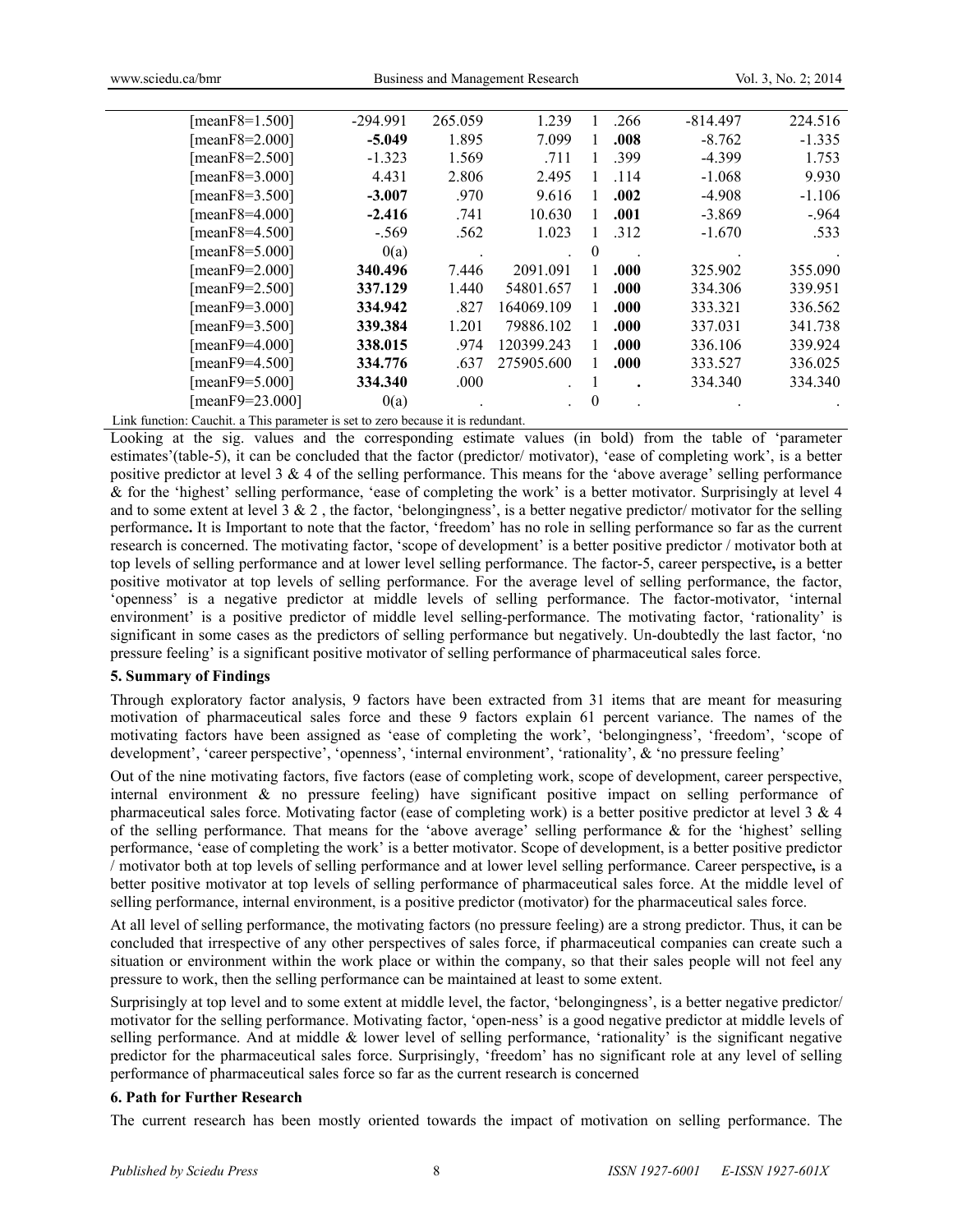| | | | | | | | |
|---|---|---|---|---|---|---|---|
| [meanF8=1.500] | -294.991 | 265.059 | 1.239 | 1 | .266 | -814.497 | 224.516 |
| [meanF8=2.000] | **-5.049** | 1.895 | 7.099 | 1 | **.008** | -8.762 | -1.335 |
| [meanF8=2.500] | -1.323 | 1.569 | .711 | 1 | .399 | -4.399 | 1.753 |
| [meanF8=3.000] | 4.431 | 2.806 | 2.495 | 1 | .114 | -1.068 | 9.930 |
| [meanF8=3.500] | **-3.007** | .970 | 9.616 | 1 | **.002** | -4.908 | -1.106 |
| [meanF8=4.000] | **-2.416** | .741 | 10.630 | 1 | **.001** | -3.869 | -.964 |
| [meanF8=4.500] | -.569 | .562 | 1.023 | 1 | .312 | -1.670 | .533 |
| [meanF8=5.000] | 0(a) | . | . | 0 | . | . | . |
| [meanF9=2.000] | **340.496** | 7.446 | 2091.091 | 1 | **.000** | 325.902 | 355.090 |
| [meanF9=2.500] | **337.129** | 1.440 | 54801.657 | 1 | **.000** | 334.306 | 339.951 |
| [meanF9=3.000] | **334.942** | .827 | 164069.109 | 1 | **.000** | 333.321 | 336.562 |
| [meanF9=3.500] | **339.384** | 1.201 | 79886.102 | 1 | **.000** | 337.031 | 341.738 |
| [meanF9=4.000] | **338.015** | .974 | 120399.243 | 1 | **.000** | 336.106 | 339.924 |
| [meanF9=4.500] | **334.776** | .637 | 275905.600 | 1 | **.000** | 333.527 | 336.025 |
| [meanF9=5.000] | **334.340** | .000 | . | 1 | **.** | 334.340 | 334.340 |
| [meanF9=23.000] | 0(a) | . | . | 0 | . | . | . |

Link function: Cauchit. a This parameter is set to zero because it is redundant.

Looking at the sig. values and the corresponding estimate values (in bold) from the table of 'parameter estimates'(table-5), it can be concluded that the factor (predictor/ motivator), 'ease of completing work', is a better positive predictor at level 3 & 4 of the selling performance. This means for the 'above average' selling performance & for the 'highest' selling performance, 'ease of completing the work' is a better motivator. Surprisingly at level 4 and to some extent at level 3 & 2 , the factor, 'belongingness', is a better negative predictor/ motivator for the selling performance**.** It is Important to note that the factor, 'freedom' has no role in selling performance so far as the current research is concerned. The motivating factor, 'scope of development' is a better positive predictor / motivator both at top levels of selling performance and at lower level selling performance. The factor-5, career perspective**,** is a better positive motivator at top levels of selling performance. For the average level of selling performance, the factor, 'openness' is a negative predictor at middle levels of selling performance. The factor-motivator, 'internal environment' is a positive predictor of middle level selling-performance. The motivating factor, 'rationality' is significant in some cases as the predictors of selling performance but negatively. Un-doubtedly the last factor, 'no pressure feeling' is a significant positive motivator of selling performance of pharmaceutical sales force.

### 5. Summary of Findings

Through exploratory factor analysis, 9 factors have been extracted from 31 items that are meant for measuring motivation of pharmaceutical sales force and these 9 factors explain 61 percent variance. The names of the motivating factors have been assigned as 'ease of completing the work', 'belongingness', 'freedom', 'scope of development', 'career perspective', 'openness', 'internal environment', 'rationality', & 'no pressure feeling'

Out of the nine motivating factors, five factors (ease of completing work, scope of development, career perspective, internal environment & no pressure feeling) have significant positive impact on selling performance of pharmaceutical sales force. Motivating factor (ease of completing work) is a better positive predictor at level 3 & 4 of the selling performance. That means for the 'above average' selling performance & for the 'highest' selling performance, 'ease of completing the work' is a better motivator. Scope of development, is a better positive predictor / motivator both at top levels of selling performance and at lower level selling performance. Career perspective**,** is a better positive motivator at top levels of selling performance of pharmaceutical sales force. At the middle level of selling performance, internal environment, is a positive predictor (motivator) for the pharmaceutical sales force.

At all level of selling performance, the motivating factors (no pressure feeling) are a strong predictor. Thus, it can be concluded that irrespective of any other perspectives of sales force, if pharmaceutical companies can create such a situation or environment within the work place or within the company, so that their sales people will not feel any pressure to work, then the selling performance can be maintained at least to some extent.

Surprisingly at top level and to some extent at middle level, the factor, 'belongingness', is a better negative predictor/ motivator for the selling performance. Motivating factor, 'open-ness' is a good negative predictor at middle levels of selling performance. And at middle & lower level of selling performance, 'rationality' is the significant negative predictor for the pharmaceutical sales force. Surprisingly, 'freedom' has no significant role at any level of selling performance of pharmaceutical sales force so far as the current research is concerned

### 6. Path for Further Research

The current research has been mostly oriented towards the impact of motivation on selling performance. The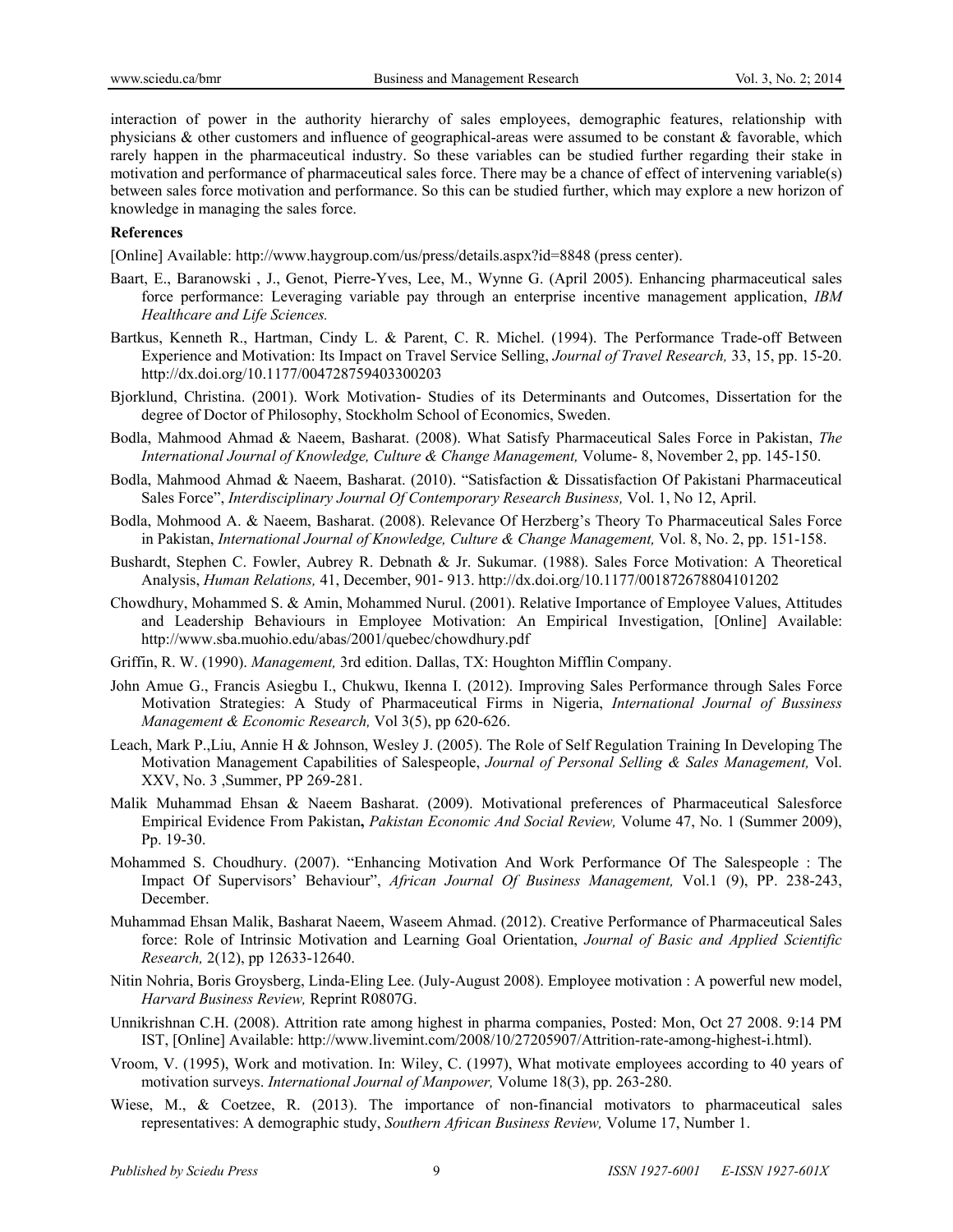interaction of power in the authority hierarchy of sales employees, demographic features, relationship with physicians & other customers and influence of geographical-areas were assumed to be constant & favorable, which rarely happen in the pharmaceutical industry. So these variables can be studied further regarding their stake in motivation and performance of pharmaceutical sales force. There may be a chance of effect of intervening variable(s) between sales force motivation and performance. So this can be studied further, which may explore a new horizon of knowledge in managing the sales force.

**References**

[Online] Available: http://www.haygroup.com/us/press/details.aspx?id=8848 (press center).

Baart, E., Baranowski , J., Genot, Pierre-Yves, Lee, M., Wynne G. (April 2005). Enhancing pharmaceutical sales force performance: Leveraging variable pay through an enterprise incentive management application, *IBM Healthcare and Life Sciences.*

Bartkus, Kenneth R., Hartman, Cindy L. & Parent, C. R. Michel. (1994). The Performance Trade-off Between Experience and Motivation: Its Impact on Travel Service Selling, *Journal of Travel Research,* 33, 15, pp. 15-20. http://dx.doi.org/10.1177/004728759403300203

Bjorklund, Christina. (2001). Work Motivation- Studies of its Determinants and Outcomes, Dissertation for the degree of Doctor of Philosophy, Stockholm School of Economics, Sweden.

Bodla, Mahmood Ahmad & Naeem, Basharat. (2008). What Satisfy Pharmaceutical Sales Force in Pakistan, *The International Journal of Knowledge, Culture & Change Management,* Volume- 8, November 2, pp. 145-150.

Bodla, Mahmood Ahmad & Naeem, Basharat. (2010). "Satisfaction & Dissatisfaction Of Pakistani Pharmaceutical Sales Force", *Interdisciplinary Journal Of Contemporary Research Business,* Vol. 1, No 12, April.

Bodla, Mohmood A. & Naeem, Basharat. (2008). Relevance Of Herzberg's Theory To Pharmaceutical Sales Force in Pakistan, *International Journal of Knowledge, Culture & Change Management,* Vol. 8, No. 2, pp. 151-158.

Bushardt, Stephen C. Fowler, Aubrey R. Debnath & Jr. Sukumar. (1988). Sales Force Motivation: A Theoretical Analysis, *Human Relations,* 41, December, 901- 913. http://dx.doi.org/10.1177/001872678804101202

Chowdhury, Mohammed S. & Amin, Mohammed Nurul. (2001). Relative Importance of Employee Values, Attitudes and Leadership Behaviours in Employee Motivation: An Empirical Investigation, [Online] Available: http://www.sba.muohio.edu/abas/2001/quebec/chowdhury.pdf

Griffin, R. W. (1990). *Management,* 3rd edition. Dallas, TX: Houghton Mifflin Company.

John Amue G., Francis Asiegbu I., Chukwu, Ikenna I. (2012). Improving Sales Performance through Sales Force Motivation Strategies: A Study of Pharmaceutical Firms in Nigeria, *International Journal of Bussiness Management & Economic Research,* Vol 3(5), pp 620-626.

Leach, Mark P.,Liu, Annie H & Johnson, Wesley J. (2005). The Role of Self Regulation Training In Developing The Motivation Management Capabilities of Salespeople, *Journal of Personal Selling & Sales Management,* Vol. XXV, No. 3 ,Summer, PP 269-281.

Malik Muhammad Ehsan & Naeem Basharat. (2009). Motivational preferences of Pharmaceutical Salesforce Empirical Evidence From Pakistan**,** *Pakistan Economic And Social Review,* Volume 47, No. 1 (Summer 2009), Pp. 19-30.

Mohammed S. Choudhury. (2007). "Enhancing Motivation And Work Performance Of The Salespeople : The Impact Of Supervisors' Behaviour", *African Journal Of Business Management,* Vol.1 (9), PP. 238-243, December.

Muhammad Ehsan Malik, Basharat Naeem, Waseem Ahmad. (2012). Creative Performance of Pharmaceutical Sales force: Role of Intrinsic Motivation and Learning Goal Orientation, *Journal of Basic and Applied Scientific Research,* 2(12), pp 12633-12640.

Nitin Nohria, Boris Groysberg, Linda-Eling Lee. (July-August 2008). Employee motivation : A powerful new model, *Harvard Business Review,* Reprint R0807G.

Unnikrishnan C.H. (2008). Attrition rate among highest in pharma companies, Posted: Mon, Oct 27 2008. 9:14 PM IST, [Online] Available: http://www.livemint.com/2008/10/27205907/Attrition-rate-among-highest-i.html).

Vroom, V. (1995), Work and motivation. In: Wiley, C. (1997), What motivate employees according to 40 years of motivation surveys. *International Journal of Manpower,* Volume 18(3), pp. 263-280.

Wiese, M., & Coetzee, R. (2013). The importance of non-financial motivators to pharmaceutical sales representatives: A demographic study, *Southern African Business Review,* Volume 17, Number 1.